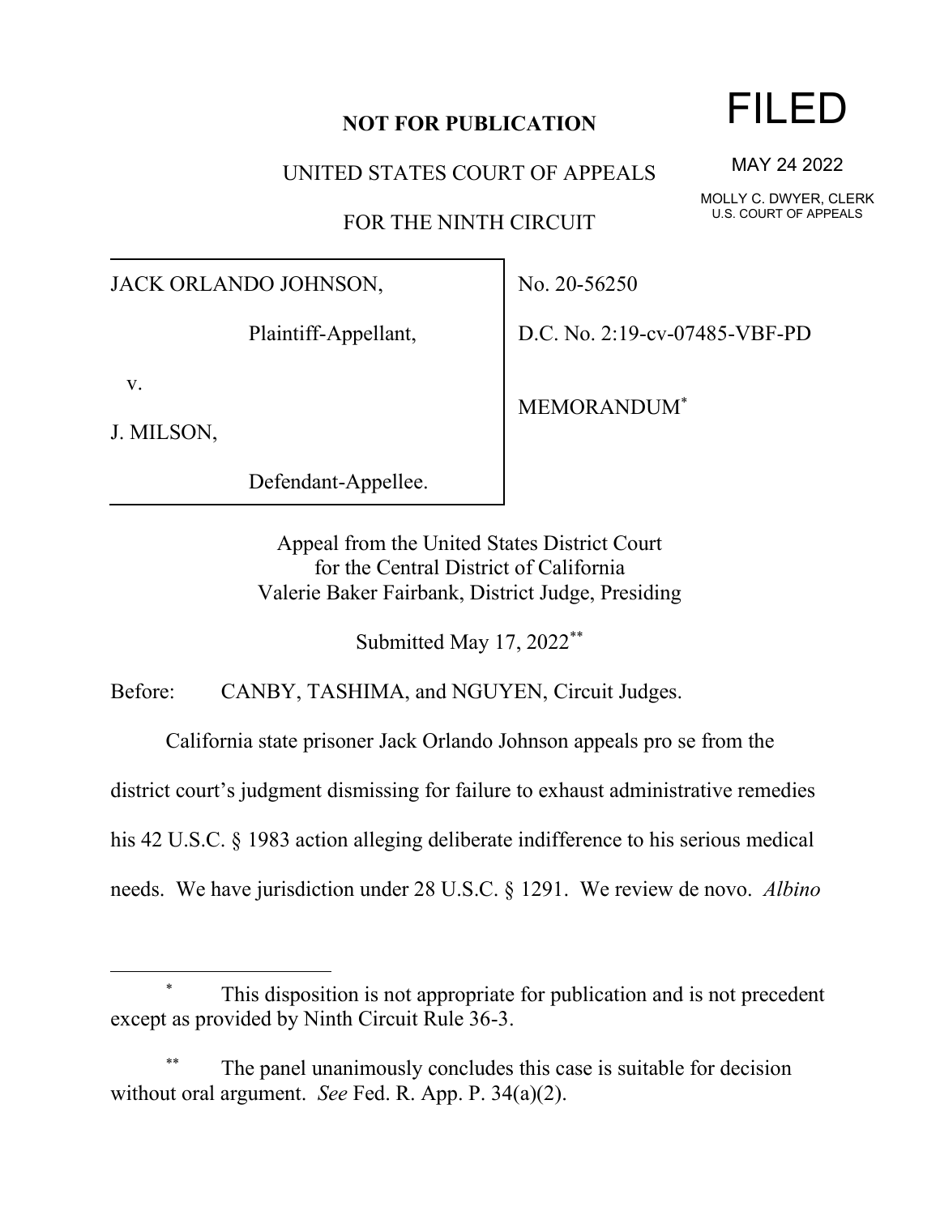**NOT FOR PUBLICATION**

FILED

MAY 24 2022

MOLLY C. DWYER, CLERK
U.S. COURT OF APPEALS

UNITED STATES COURT OF APPEALS

FOR THE NINTH CIRCUIT

| | |
|---|---|
| JACK ORLANDO JOHNSON,<br><br>Plaintiff-Appellant,<br><br>v.<br><br>J. MILSON,<br><br>Defendant-Appellee. | No. 20-56250<br><br>D.C. No. 2:19-cv-07485-VBF-PD<br><br>MEMORANDUM[*] |

Appeal from the United States District Court
for the Central District of California
Valerie Baker Fairbank, District Judge, Presiding

Submitted May 17, 2022[**]

Before: CANBY, TASHIMA, and NGUYEN, Circuit Judges.

California state prisoner Jack Orlando Johnson appeals pro se from the district court's judgment dismissing for failure to exhaust administrative remedies his 42 U.S.C. § 1983 action alleging deliberate indifference to his serious medical needs. We have jurisdiction under 28 U.S.C. § 1291. We review de novo. *Albino*

---

[*] This disposition is not appropriate for publication and is not precedent except as provided by Ninth Circuit Rule 36-3.

[**] The panel unanimously concludes this case is suitable for decision without oral argument. *See* Fed. R. App. P. 34(a)(2).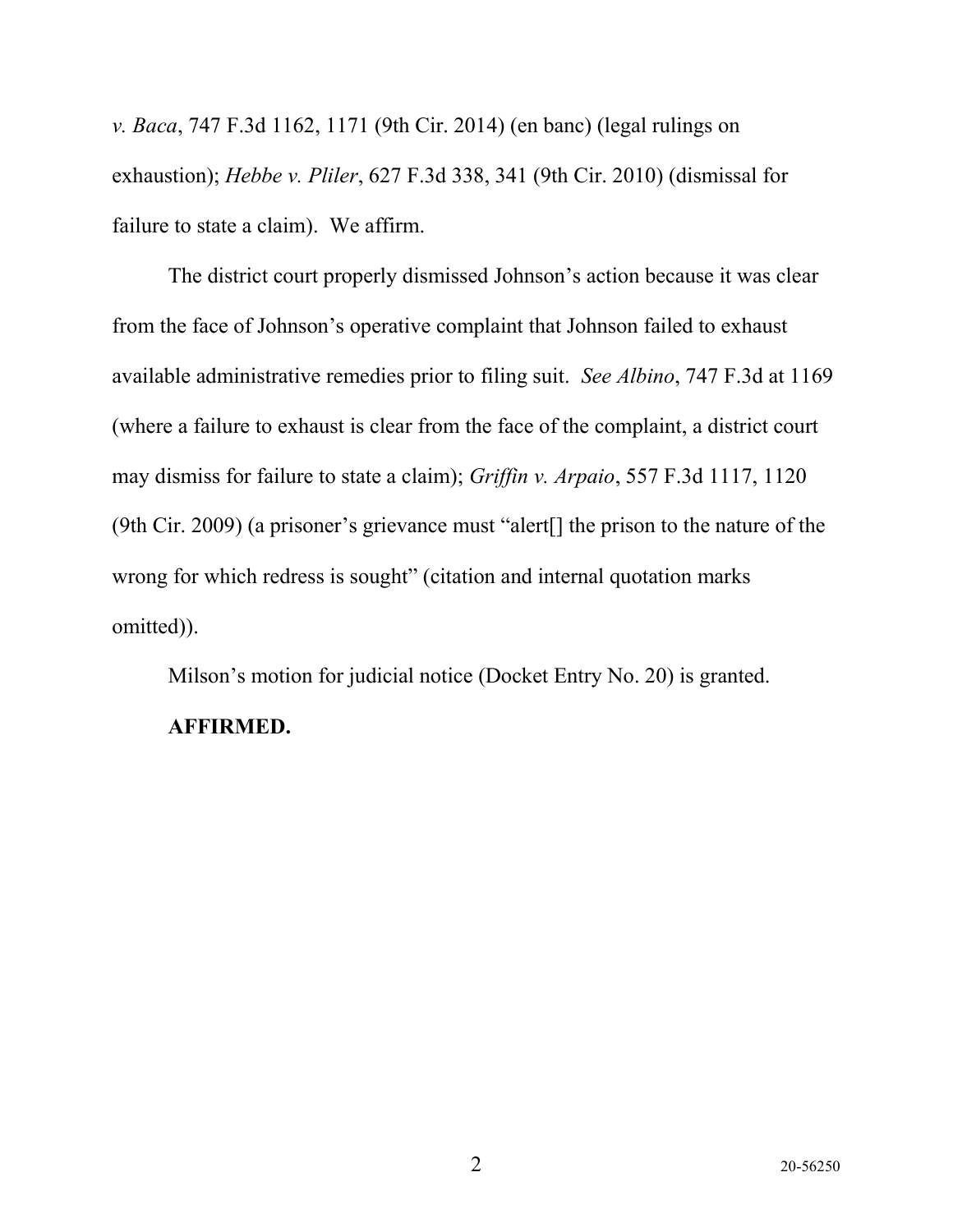*v. Baca*, 747 F.3d 1162, 1171 (9th Cir. 2014) (en banc) (legal rulings on exhaustion); *Hebbe v. Pliler*, 627 F.3d 338, 341 (9th Cir. 2010) (dismissal for failure to state a claim). We affirm.

The district court properly dismissed Johnson's action because it was clear from the face of Johnson's operative complaint that Johnson failed to exhaust available administrative remedies prior to filing suit. *See Albino*, 747 F.3d at 1169 (where a failure to exhaust is clear from the face of the complaint, a district court may dismiss for failure to state a claim); *Griffin v. Arpaio*, 557 F.3d 1117, 1120 (9th Cir. 2009) (a prisoner's grievance must "alert[] the prison to the nature of the wrong for which redress is sought" (citation and internal quotation marks omitted)).

Milson's motion for judicial notice (Docket Entry No. 20) is granted.

**AFFIRMED.**